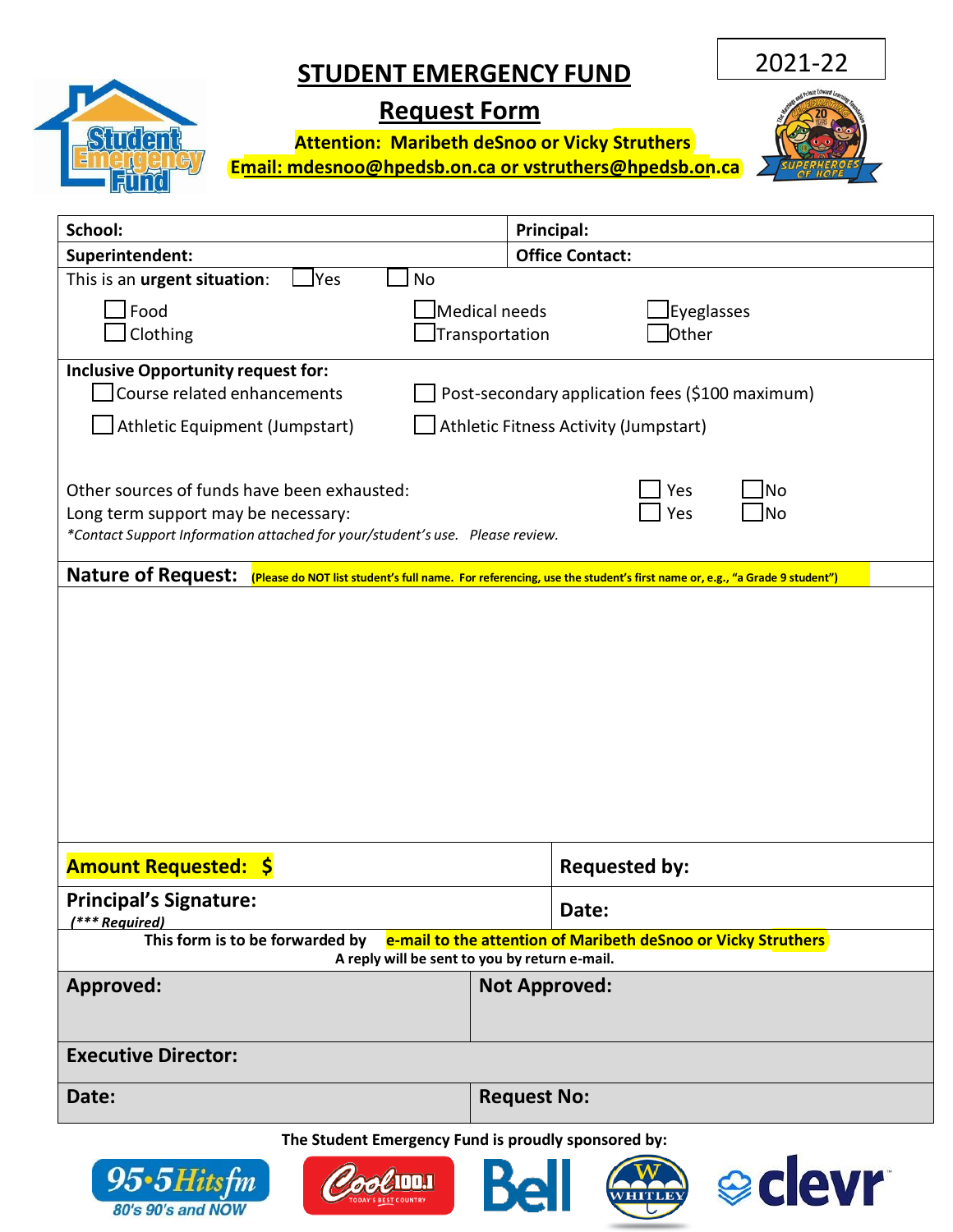# STUDENT EMERGENCY FUND

2021-22

## Request Form

**Attention: Maribeth deSnoo or Vicky Struthers**

**Email: mdesnoo@hpedsb.on.ca or vstruthers@hpedsb.on.ca**

| **School:** | **Principal:** |
|---|---|
| **Superintendent:** | **Office Contact:** |

This is an **urgent situation**: ☐ Yes ☐ No

☐ Food ☐ Medical needs ☐ Eyeglasses
☐ Clothing ☐ Transportation ☐ Other

**Inclusive Opportunity request for:**

☐ Course related enhancements ☐ Post-secondary application fees ($100 maximum)

☐ Athletic Equipment (Jumpstart) ☐ Athletic Fitness Activity (Jumpstart)

Other sources of funds have been exhausted: ☐ Yes ☐ No

Long term support may be necessary: ☐ Yes ☐ No

*\*Contact Support Information attached for your/student's use. Please review.*

**Nature of Request:** **(Please do NOT list student's full name. For referencing, use the student's first name or, e.g., "a Grade 9 student")**

| **Amount Requested: $** | **Requested by:** |
|---|---|
| **Principal's Signature:** *(\*\*\* Required)* | **Date:** |

**This form is to be forwarded by e-mail to the attention of Maribeth deSnoo or Vicky Struthers**

**A reply will be sent to you by return e-mail.**

| **Approved:** | **Not Approved:** |
|---|---|
| **Executive Director:** | |
| **Date:** | **Request No:** |

**The Student Emergency Fund is proudly sponsored by:**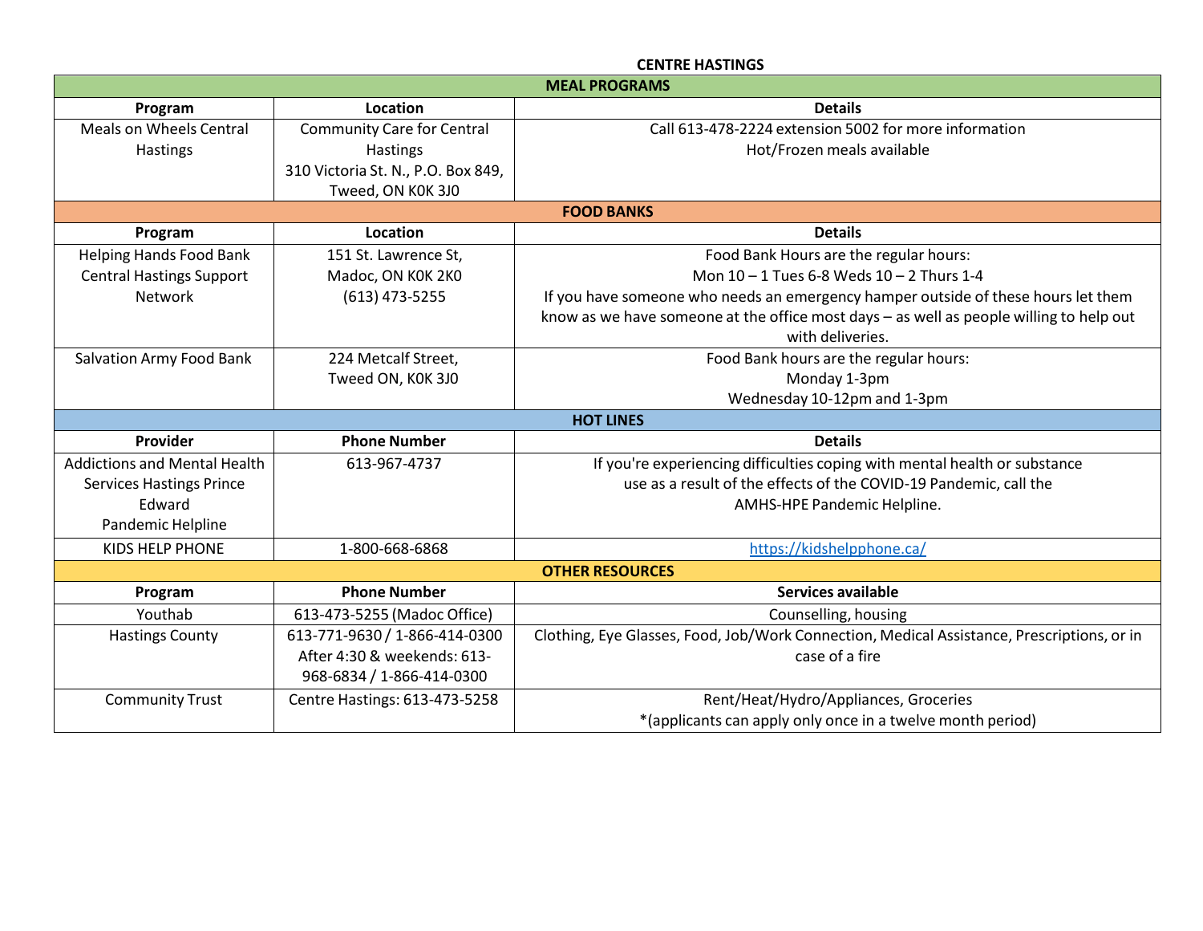## CENTRE HASTINGS

### MEAL PROGRAMS

| Program | Location | Details |
|---|---|---|
| Meals on Wheels Central Hastings | Community Care for Central Hastings<br>310 Victoria St. N., P.O. Box 849, Tweed, ON K0K 3J0 | Call 613-478-2224 extension 5002 for more information<br>Hot/Frozen meals available |

### FOOD BANKS

| Program | Location | Details |
|---|---|---|
| Helping Hands Food Bank Central Hastings Support Network | 151 St. Lawrence St, Madoc, ON K0K 2K0<br>(613) 473-5255 | Food Bank Hours are the regular hours:<br>Mon 10 – 1 Tues 6-8 Weds 10 – 2 Thurs 1-4<br>If you have someone who needs an emergency hamper outside of these hours let them know as we have someone at the office most days – as well as people willing to help out with deliveries. |
| Salvation Army Food Bank | 224 Metcalf Street, Tweed ON, K0K 3J0 | Food Bank hours are the regular hours:<br>Monday 1-3pm<br>Wednesday 10-12pm and 1-3pm |

### HOT LINES

| Provider | Phone Number | Details |
|---|---|---|
| Addictions and Mental Health Services Hastings Prince Edward Pandemic Helpline | 613-967-4737 | If you're experiencing difficulties coping with mental health or substance use as a result of the effects of the COVID-19 Pandemic, call the AMHS-HPE Pandemic Helpline. |
| KIDS HELP PHONE | 1-800-668-6868 | https://kidshelpphone.ca/ |

### OTHER RESOURCES

| Program | Phone Number | Services available |
|---|---|---|
| Youthab | 613-473-5255 (Madoc Office) | Counselling, housing |
| Hastings County | 613-771-9630 / 1-866-414-0300<br>After 4:30 & weekends: 613-968-6834 / 1-866-414-0300 | Clothing, Eye Glasses, Food, Job/Work Connection, Medical Assistance, Prescriptions, or in case of a fire |
| Community Trust | Centre Hastings: 613-473-5258 | Rent/Heat/Hydro/Appliances, Groceries<br>*(applicants can apply only once in a twelve month period) |